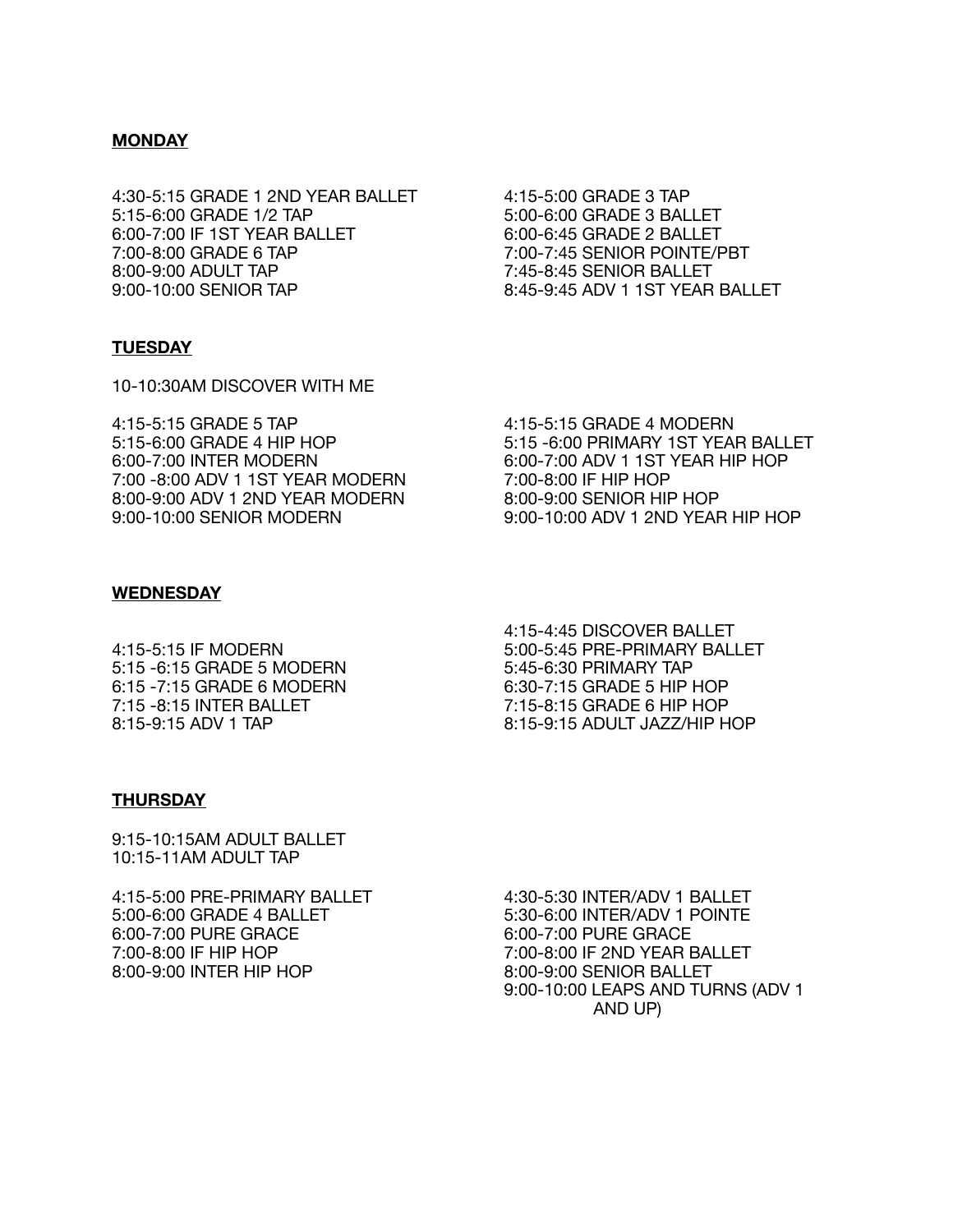**MONDAY**

4:30-5:15 GRADE 1 2ND YEAR BALLET
5:15-6:00 GRADE 1/2 TAP
6:00-7:00 IF 1ST YEAR BALLET
7:00-8:00 GRADE 6 TAP
8:00-9:00 ADULT TAP
9:00-10:00 SENIOR TAP

4:15-5:00 GRADE 3 TAP
5:00-6:00 GRADE 3 BALLET
6:00-6:45 GRADE 2 BALLET
7:00-7:45 SENIOR POINTE/PBT
7:45-8:45 SENIOR BALLET
8:45-9:45 ADV 1 1ST YEAR BALLET

**TUESDAY**

10-10:30AM DISCOVER WITH ME

4:15-5:15 GRADE 5 TAP
5:15-6:00 GRADE 4 HIP HOP
6:00-7:00 INTER MODERN
7:00 -8:00 ADV 1 1ST YEAR MODERN
8:00-9:00 ADV 1 2ND YEAR MODERN
9:00-10:00 SENIOR MODERN

4:15-5:15 GRADE 4 MODERN
5:15 -6:00 PRIMARY 1ST YEAR BALLET
6:00-7:00 ADV 1 1ST YEAR HIP HOP
7:00-8:00 IF HIP HOP
8:00-9:00 SENIOR HIP HOP
9:00-10:00 ADV 1 2ND YEAR HIP HOP

**WEDNESDAY**

4:15-5:15 IF MODERN
5:15 -6:15 GRADE 5 MODERN
6:15 -7:15 GRADE 6 MODERN
7:15 -8:15 INTER BALLET
8:15-9:15 ADV 1 TAP

4:15-4:45 DISCOVER BALLET
5:00-5:45 PRE-PRIMARY BALLET
5:45-6:30 PRIMARY TAP
6:30-7:15 GRADE 5 HIP HOP
7:15-8:15 GRADE 6 HIP HOP
8:15-9:15 ADULT JAZZ/HIP HOP

**THURSDAY**

9:15-10:15AM ADULT BALLET
10:15-11AM ADULT TAP

4:15-5:00 PRE-PRIMARY BALLET
5:00-6:00 GRADE 4 BALLET
6:00-7:00 PURE GRACE
7:00-8:00 IF HIP HOP
8:00-9:00 INTER HIP HOP

4:30-5:30 INTER/ADV 1 BALLET
5:30-6:00 INTER/ADV 1 POINTE
6:00-7:00 PURE GRACE
7:00-8:00 IF 2ND YEAR BALLET
8:00-9:00 SENIOR BALLET
9:00-10:00 LEAPS AND TURNS (ADV 1 AND UP)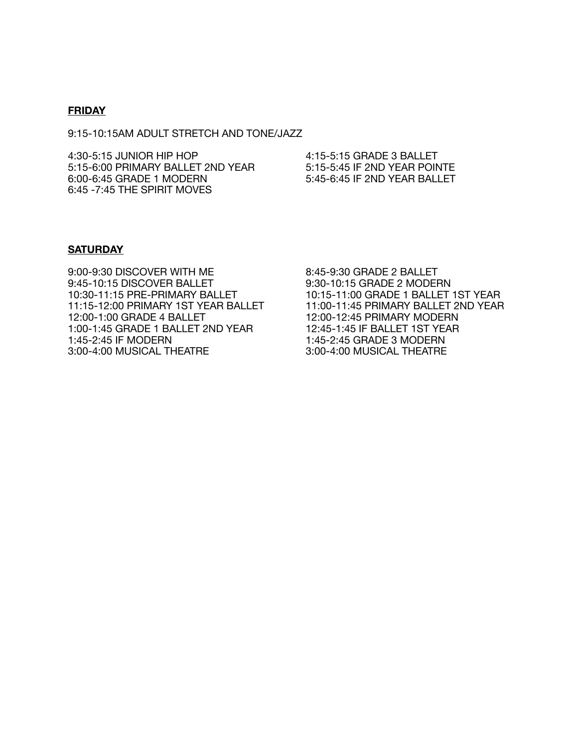**FRIDAY**

9:15-10:15AM ADULT STRETCH AND TONE/JAZZ

4:30-5:15 JUNIOR HIP HOP
5:15-6:00 PRIMARY BALLET 2ND YEAR
6:00-6:45 GRADE 1 MODERN
6:45 -7:45 THE SPIRIT MOVES

4:15-5:15 GRADE 3 BALLET
5:15-5:45 IF 2ND YEAR POINTE
5:45-6:45 IF 2ND YEAR BALLET

**SATURDAY**

9:00-9:30 DISCOVER WITH ME
9:45-10:15 DISCOVER BALLET
10:30-11:15 PRE-PRIMARY BALLET
11:15-12:00 PRIMARY 1ST YEAR BALLET
12:00-1:00 GRADE 4 BALLET
1:00-1:45 GRADE 1 BALLET 2ND YEAR
1:45-2:45 IF MODERN
3:00-4:00 MUSICAL THEATRE

8:45-9:30 GRADE 2 BALLET
9:30-10:15 GRADE 2 MODERN
10:15-11:00 GRADE 1 BALLET 1ST YEAR
11:00-11:45 PRIMARY BALLET 2ND YEAR
12:00-12:45 PRIMARY MODERN
12:45-1:45 IF BALLET 1ST YEAR
1:45-2:45 GRADE 3 MODERN
3:00-4:00 MUSICAL THEATRE